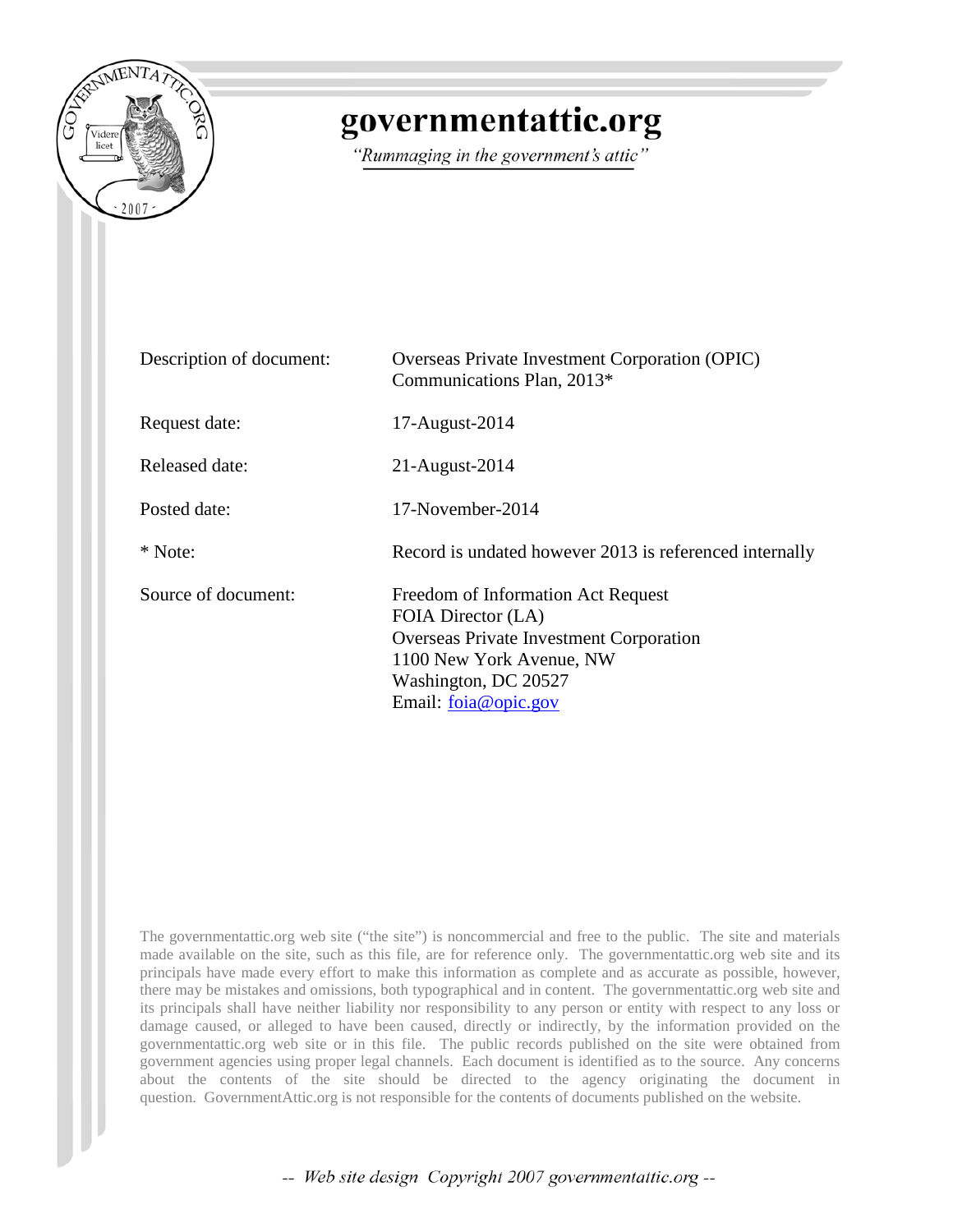# governmentattic.org

*"Rummaging in the government's attic"*

| | |
|---|---|
| Description of document: | Overseas Private Investment Corporation (OPIC) Communications Plan, 2013* |
| Request date: | 17-August-2014 |
| Released date: | 21-August-2014 |
| Posted date: | 17-November-2014 |
| * Note: | Record is undated however 2013 is referenced internally |
| Source of document: | Freedom of Information Act Request<br>FOIA Director (LA)<br>Overseas Private Investment Corporation<br>1100 New York Avenue, NW<br>Washington, DC 20527<br>Email: foia@opic.gov |

The governmentattic.org web site ("the site") is noncommercial and free to the public. The site and materials made available on the site, such as this file, are for reference only. The governmentattic.org web site and its principals have made every effort to make this information as complete and as accurate as possible, however, there may be mistakes and omissions, both typographical and in content. The governmentattic.org web site and its principals shall have neither liability nor responsibility to any person or entity with respect to any loss or damage caused, or alleged to have been caused, directly or indirectly, by the information provided on the governmentattic.org web site or in this file. The public records published on the site were obtained from government agencies using proper legal channels. Each document is identified as to the source. Any concerns about the contents of the site should be directed to the agency originating the document in question. GovernmentAttic.org is not responsible for the contents of documents published on the website.

-- Web site design Copyright 2007 governmentattic.org --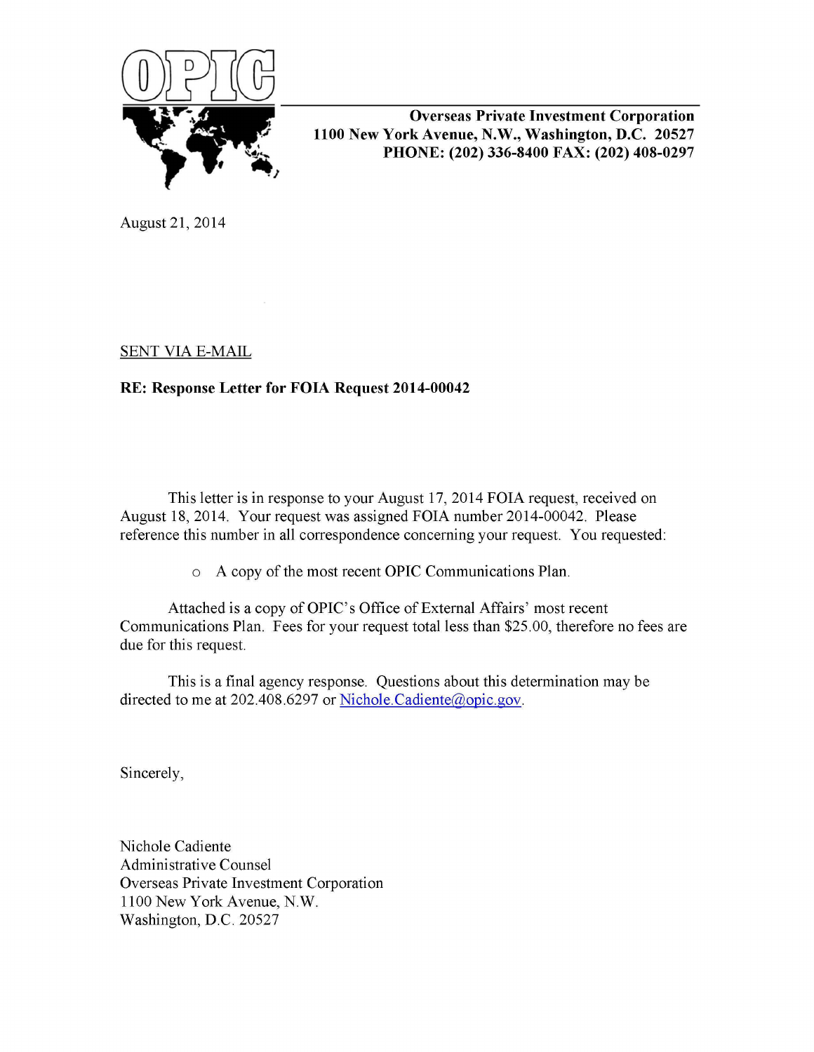OPIC

**Overseas Private Investment Corporation**
**1100 New York Avenue, N.W., Washington, D.C. 20527**
**PHONE: (202) 336-8400 FAX: (202) 408-0297**

August 21, 2014

SENT VIA E-MAIL

**RE: Response Letter for FOIA Request 2014-00042**

This letter is in response to your August 17, 2014 FOIA request, received on August 18, 2014. Your request was assigned FOIA number 2014-00042. Please reference this number in all correspondence concerning your request. You requested:

- A copy of the most recent OPIC Communications Plan.

Attached is a copy of OPIC's Office of External Affairs' most recent Communications Plan. Fees for your request total less than $25.00, therefore no fees are due for this request.

This is a final agency response. Questions about this determination may be directed to me at 202.408.6297 or Nichole.Cadiente@opic.gov.

Sincerely,

Nichole Cadiente
Administrative Counsel
Overseas Private Investment Corporation
1100 New York Avenue, N.W.
Washington, D.C. 20527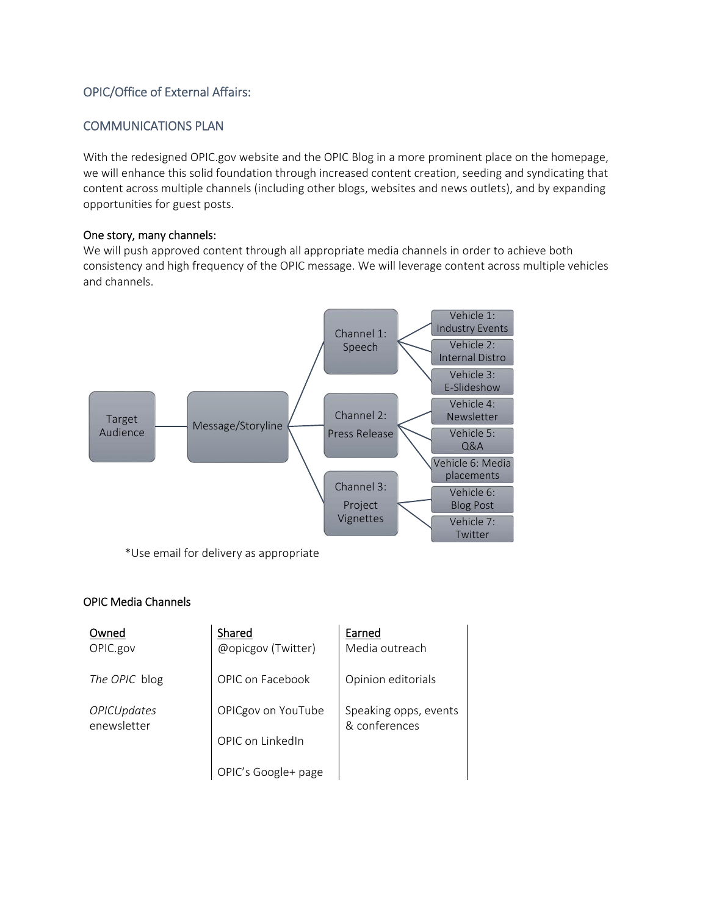## OPIC/Office of External Affairs:

## COMMUNICATIONS PLAN

With the redesigned OPIC.gov website and the OPIC Blog in a more prominent place on the homepage, we will enhance this solid foundation through increased content creation, seeding and syndicating that content across multiple channels (including other blogs, websites and news outlets), and by expanding opportunities for guest posts.

### One story, many channels:

We will push approved content through all appropriate media channels in order to achieve both consistency and high frequency of the OPIC message. We will leverage content across multiple vehicles and channels.

- Target Audience
  - Message/Storyline
    - Channel 1: Speech
      - Vehicle 1: Industry Events
      - Vehicle 2: Internal Distro
      - Vehicle 3: E-Slideshow
    - Channel 2: Press Release
      - Vehicle 4: Newsletter
      - Vehicle 5: Q&A
      - Vehicle 6: Media placements
    - Channel 3: Project Vignettes
      - Vehicle 6: Blog Post
      - Vehicle 7: Twitter

*Use email for delivery as appropriate

### OPIC Media Channels

| Owned | Shared | Earned |
|---|---|---|
| OPIC.gov | @opicgov (Twitter) | Media outreach |
| *The OPIC* blog | OPIC on Facebook | Opinion editorials |
| *OPICUpdates* enewsletter | OPICgov on YouTube | Speaking opps, events & conferences |
| | OPIC on LinkedIn | |
| | OPIC's Google+ page | |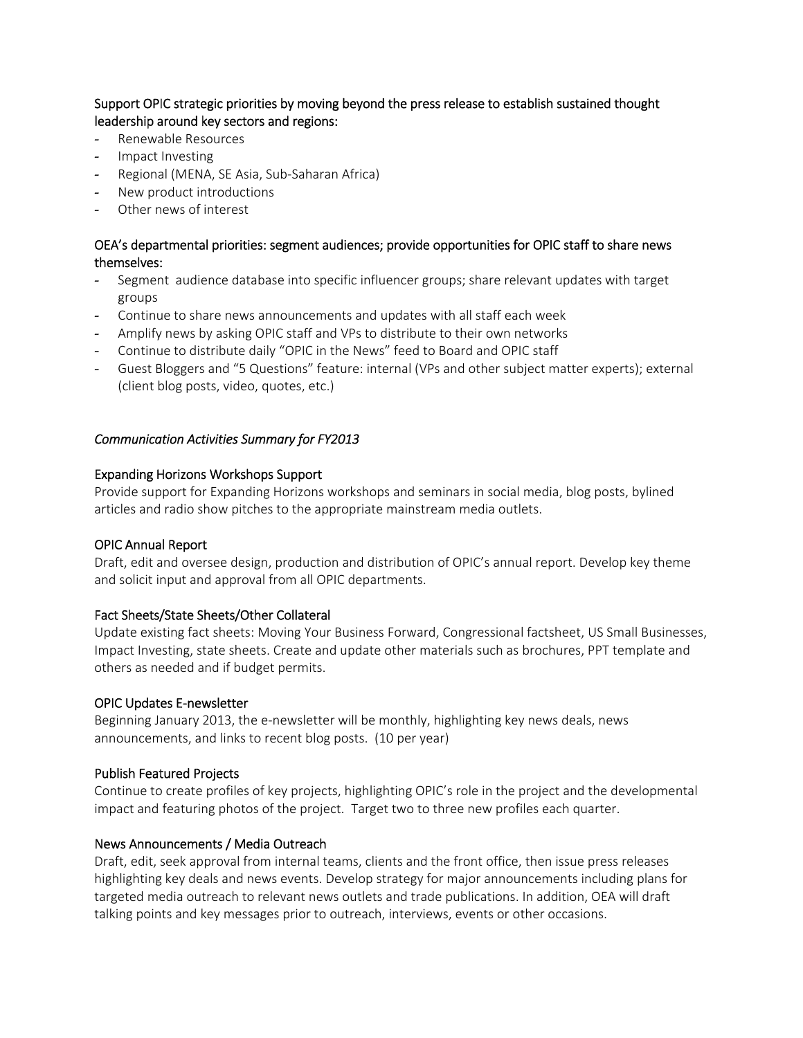Support OPIC strategic priorities by moving beyond the press release to establish sustained thought leadership around key sectors and regions:

- Renewable Resources
- Impact Investing
- Regional (MENA, SE Asia, Sub-Saharan Africa)
- New product introductions
- Other news of interest

OEA's departmental priorities: segment audiences; provide opportunities for OPIC staff to share news themselves:

- Segment audience database into specific influencer groups; share relevant updates with target groups
- Continue to share news announcements and updates with all staff each week
- Amplify news by asking OPIC staff and VPs to distribute to their own networks
- Continue to distribute daily "OPIC in the News" feed to Board and OPIC staff
- Guest Bloggers and "5 Questions" feature: internal (VPs and other subject matter experts); external (client blog posts, video, quotes, etc.)

*Communication Activities Summary for FY2013*

Expanding Horizons Workshops Support

Provide support for Expanding Horizons workshops and seminars in social media, blog posts, bylined articles and radio show pitches to the appropriate mainstream media outlets.

OPIC Annual Report

Draft, edit and oversee design, production and distribution of OPIC's annual report. Develop key theme and solicit input and approval from all OPIC departments.

Fact Sheets/State Sheets/Other Collateral

Update existing fact sheets: Moving Your Business Forward, Congressional factsheet, US Small Businesses, Impact Investing, state sheets. Create and update other materials such as brochures, PPT template and others as needed and if budget permits.

OPIC Updates E-newsletter

Beginning January 2013, the e-newsletter will be monthly, highlighting key news deals, news announcements, and links to recent blog posts. (10 per year)

Publish Featured Projects

Continue to create profiles of key projects, highlighting OPIC's role in the project and the developmental impact and featuring photos of the project. Target two to three new profiles each quarter.

News Announcements / Media Outreach

Draft, edit, seek approval from internal teams, clients and the front office, then issue press releases highlighting key deals and news events. Develop strategy for major announcements including plans for targeted media outreach to relevant news outlets and trade publications. In addition, OEA will draft talking points and key messages prior to outreach, interviews, events or other occasions.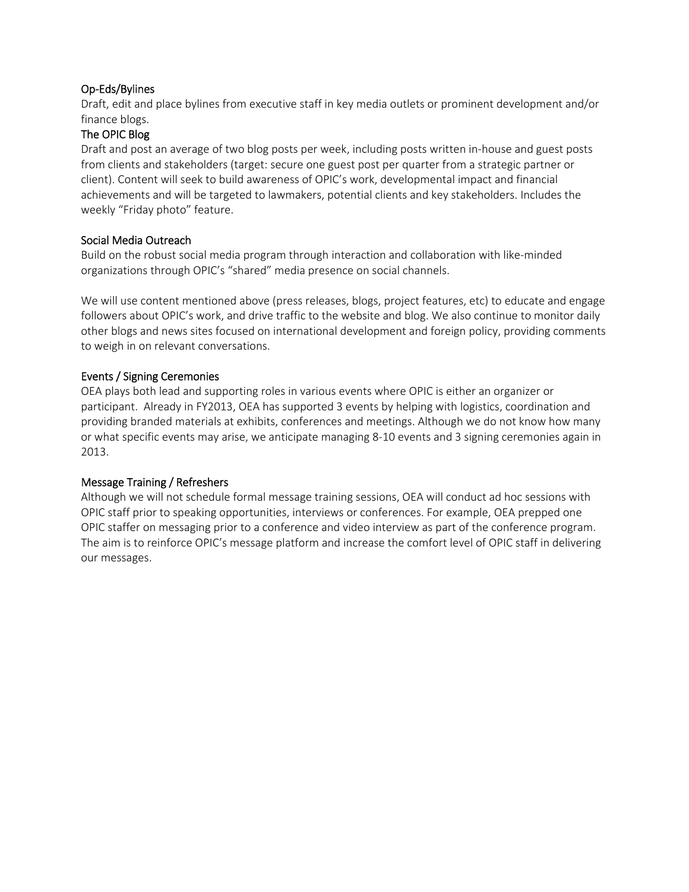### Op-Eds/Bylines

Draft, edit and place bylines from executive staff in key media outlets or prominent development and/or finance blogs.

### The OPIC Blog

Draft and post an average of two blog posts per week, including posts written in-house and guest posts from clients and stakeholders (target: secure one guest post per quarter from a strategic partner or client). Content will seek to build awareness of OPIC's work, developmental impact and financial achievements and will be targeted to lawmakers, potential clients and key stakeholders. Includes the weekly "Friday photo" feature.

### Social Media Outreach

Build on the robust social media program through interaction and collaboration with like-minded organizations through OPIC's "shared" media presence on social channels.

We will use content mentioned above (press releases, blogs, project features, etc) to educate and engage followers about OPIC's work, and drive traffic to the website and blog. We also continue to monitor daily other blogs and news sites focused on international development and foreign policy, providing comments to weigh in on relevant conversations.

### Events / Signing Ceremonies

OEA plays both lead and supporting roles in various events where OPIC is either an organizer or participant. Already in FY2013, OEA has supported 3 events by helping with logistics, coordination and providing branded materials at exhibits, conferences and meetings. Although we do not know how many or what specific events may arise, we anticipate managing 8-10 events and 3 signing ceremonies again in 2013.

### Message Training / Refreshers

Although we will not schedule formal message training sessions, OEA will conduct ad hoc sessions with OPIC staff prior to speaking opportunities, interviews or conferences. For example, OEA prepped one OPIC staffer on messaging prior to a conference and video interview as part of the conference program. The aim is to reinforce OPIC's message platform and increase the comfort level of OPIC staff in delivering our messages.